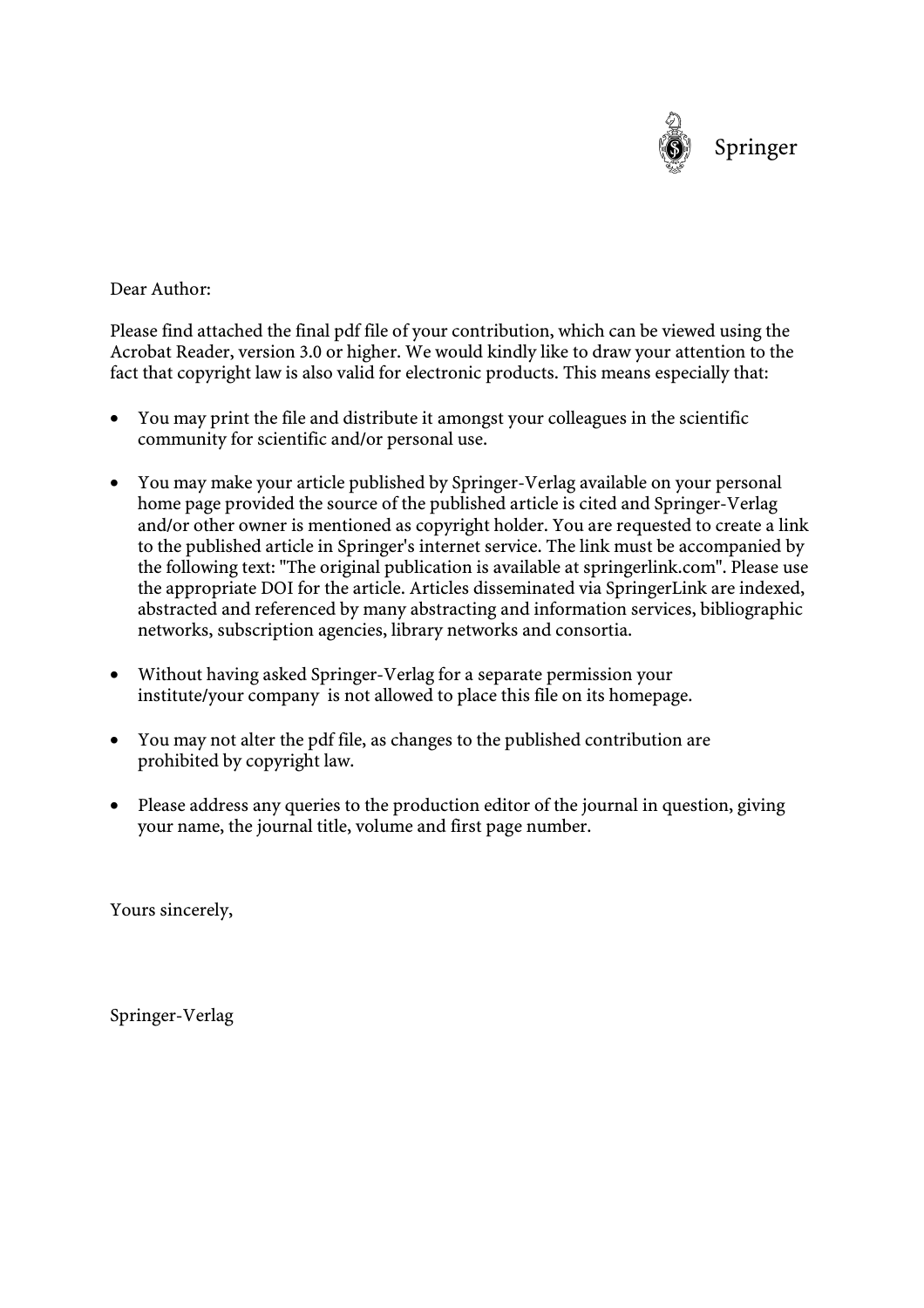Springer

Dear Author:

Please find attached the final pdf file of your contribution, which can be viewed using the Acrobat Reader, version 3.0 or higher. We would kindly like to draw your attention to the fact that copyright law is also valid for electronic products. This means especially that:

- You may print the file and distribute it amongst your colleagues in the scientific community for scientific and/or personal use.
- You may make your article published by Springer-Verlag available on your personal home page provided the source of the published article is cited and Springer-Verlag and/or other owner is mentioned as copyright holder. You are requested to create a link to the published article in Springer's internet service. The link must be accompanied by the following text: "The original publication is available at springerlink.com". Please use the appropriate DOI for the article. Articles disseminated via SpringerLink are indexed, abstracted and referenced by many abstracting and information services, bibliographic networks, subscription agencies, library networks and consortia.
- Without having asked Springer-Verlag for a separate permission your institute/your company is not allowed to place this file on its homepage.
- You may not alter the pdf file, as changes to the published contribution are prohibited by copyright law.
- Please address any queries to the production editor of the journal in question, giving your name, the journal title, volume and first page number.

Yours sincerely,

Springer-Verlag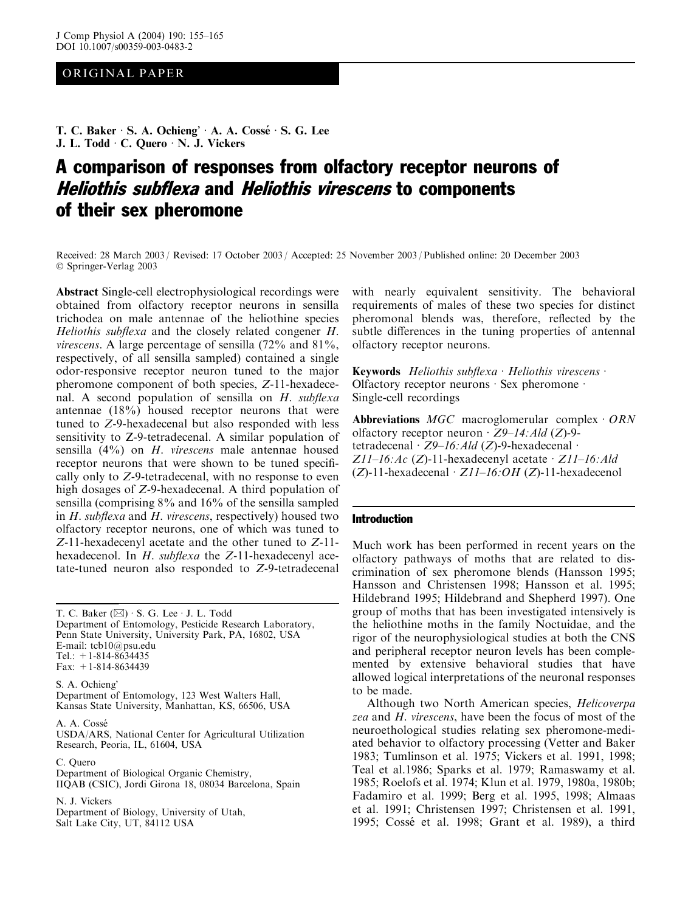ORIGINAL PAPER

T. C. Baker · S. A. Ochieng' · A. A. Cossé · S. G. Lee
J. L. Todd · C. Quero · N. J. Vickers

# A comparison of responses from olfactory receptor neurons of *Heliothis subflexa* and *Heliothis virescens* to components of their sex pheromone

Received: 28 March 2003 / Revised: 17 October 2003 / Accepted: 25 November 2003 / Published online: 20 December 2003
© Springer-Verlag 2003

**Abstract** Single-cell electrophysiological recordings were obtained from olfactory receptor neurons in sensilla trichodea on male antennae of the heliothine species *Heliothis subflexa* and the closely related congener *H. virescens*. A large percentage of sensilla (72% and 81%, respectively, of all sensilla sampled) contained a single odor-responsive receptor neuron tuned to the major pheromone component of both species, *Z*-11-hexadecenal. A second population of sensilla on *H. subflexa* antennae (18%) housed receptor neurons that were tuned to *Z*-9-hexadecenal but also responded with less sensitivity to Z-9-tetradecenal. A similar population of sensilla (4%) on *H. virescens* male antennae housed receptor neurons that were shown to be tuned specifically only to *Z*-9-tetradecenal, with no response to even high dosages of *Z*-9-hexadecenal. A third population of sensilla (comprising 8% and 16% of the sensilla sampled in *H. subflexa* and *H. virescens*, respectively) housed two olfactory receptor neurons, one of which was tuned to *Z*-11-hexadecenyl acetate and the other tuned to *Z*-11-hexadecenol. In *H. subflexa* the *Z*-11-hexadecenyl acetate-tuned neuron also responded to *Z*-9-tetradecenal with nearly equivalent sensitivity. The behavioral requirements of males of these two species for distinct pheromonal blends was, therefore, reflected by the subtle differences in the tuning properties of antennal olfactory receptor neurons.

**Keywords** *Heliothis subflexa* · *Heliothis virescens* · Olfactory receptor neurons · Sex pheromone · Single-cell recordings

**Abbreviations** *MGC* macroglomerular complex · *ORN* olfactory receptor neuron · *Z9–14:Ald* (*Z*)-9-tetradecenal · *Z9–16:Ald* (*Z*)-9-hexadecenal · *Z11–16:Ac* (*Z*)-11-hexadecenyl acetate · *Z11–16:Ald* (*Z*)-11-hexadecenal · *Z11–16:OH* (*Z*)-11-hexadecenol

T. C. Baker (✉) · S. G. Lee · J. L. Todd
Department of Entomology, Pesticide Research Laboratory, Penn State University, University Park, PA, 16802, USA
E-mail: tcb10@psu.edu
Tel.: +1-814-8634435
Fax: +1-814-8634439

S. A. Ochieng'
Department of Entomology, 123 West Walters Hall, Kansas State University, Manhattan, KS, 66506, USA

A. A. Cossé
USDA/ARS, National Center for Agricultural Utilization Research, Peoria, IL, 61604, USA

C. Quero
Department of Biological Organic Chemistry, IIQAB (CSIC), Jordi Girona 18, 08034 Barcelona, Spain

N. J. Vickers
Department of Biology, University of Utah, Salt Lake City, UT, 84112 USA

## Introduction

Much work has been performed in recent years on the olfactory pathways of moths that are related to discrimination of sex pheromone blends (Hansson 1995; Hansson and Christensen 1998; Hansson et al. 1995; Hildebrand 1995; Hildebrand and Shepherd 1997). One group of moths that has been investigated intensively is the heliothine moths in the family Noctuidae, and the rigor of the neurophysiological studies at both the CNS and peripheral receptor neuron levels has been complemented by extensive behavioral studies that have allowed logical interpretations of the neuronal responses to be made.

Although two North American species, *Helicoverpa zea* and *H. virescens*, have been the focus of most of the neuroethological studies relating sex pheromone-mediated behavior to olfactory processing (Vetter and Baker 1983; Tumlinson et al. 1975; Vickers et al. 1991, 1998; Teal et al.1986; Sparks et al. 1979; Ramaswamy et al. 1985; Roelofs et al. 1974; Klun et al. 1979, 1980a, 1980b; Fadamiro et al. 1999; Berg et al. 1995, 1998; Almaas et al. 1991; Christensen 1997; Christensen et al. 1991, 1995; Cossé et al. 1998; Grant et al. 1989), a third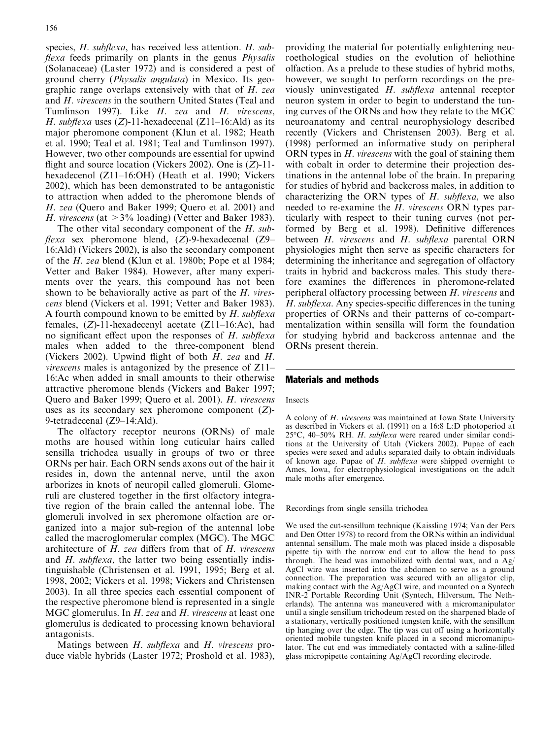species, *H. subflexa*, has received less attention. *H. subflexa* feeds primarily on plants in the genus *Physalis* (Solanaceae) (Laster 1972) and is considered a pest of ground cherry (*Physalis angulata*) in Mexico. Its geographic range overlaps extensively with that of *H. zea* and *H. virescens* in the southern United States (Teal and Tumlinson 1997). Like *H. zea* and *H. virescens*, *H. subflexa* uses (*Z*)-11-hexadecenal (Z11–16:Ald) as its major pheromone component (Klun et al. 1982; Heath et al. 1990; Teal et al. 1981; Teal and Tumlinson 1997). However, two other compounds are essential for upwind flight and source location (Vickers 2002). One is (*Z*)-11-hexadecenol (Z11–16:OH) (Heath et al. 1990; Vickers 2002), which has been demonstrated to be antagonistic to attraction when added to the pheromone blends of *H. zea* (Quero and Baker 1999; Quero et al. 2001) and *H. virescens* (at >3% loading) (Vetter and Baker 1983).

The other vital secondary component of the *H. subflexa* sex pheromone blend, (*Z*)-9-hexadecenal (Z9–16:Ald) (Vickers 2002), is also the secondary component of the *H. zea* blend (Klun et al. 1980b; Pope et al 1984; Vetter and Baker 1984). However, after many experiments over the years, this compound has not been shown to be behaviorally active as part of the *H. virescens* blend (Vickers et al. 1991; Vetter and Baker 1983). A fourth compound known to be emitted by *H. subflexa* females, (*Z*)-11-hexadecenyl acetate (Z11–16:Ac), had no significant effect upon the responses of *H. subflexa* males when added to the three-component blend (Vickers 2002). Upwind flight of both *H. zea* and *H. virescens* males is antagonized by the presence of Z11–16:Ac when added in small amounts to their otherwise attractive pheromone blends (Vickers and Baker 1997; Quero and Baker 1999; Quero et al. 2001). *H. virescens* uses as its secondary sex pheromone component (*Z*)-9-tetradecenal (Z9–14:Ald).

The olfactory receptor neurons (ORNs) of male moths are housed within long cuticular hairs called sensilla trichodea usually in groups of two or three ORNs per hair. Each ORN sends axons out of the hair it resides in, down the antennal nerve, until the axon arborizes in knots of neuropil called glomeruli. Glomeruli are clustered together in the first olfactory integrative region of the brain called the antennal lobe. The glomeruli involved in sex pheromone olfaction are organized into a major sub-region of the antennal lobe called the macroglomerular complex (MGC). The MGC architecture of *H. zea* differs from that of *H. virescens* and *H. subflexa,* the latter two being essentially indistinguishable (Christensen et al. 1991, 1995; Berg et al. 1998, 2002; Vickers et al. 1998; Vickers and Christensen 2003). In all three species each essential component of the respective pheromone blend is represented in a single MGC glomerulus. In *H. zea* and *H. virescens* at least one glomerulus is dedicated to processing known behavioral antagonists.

Matings between *H. subflexa* and *H. virescens* produce viable hybrids (Laster 1972; Proshold et al. 1983), providing the material for potentially enlightening neuroethological studies on the evolution of heliothine olfaction. As a prelude to these studies of hybrid moths, however, we sought to perform recordings on the previously uninvestigated *H. subflexa* antennal receptor neuron system in order to begin to understand the tuning curves of the ORNs and how they relate to the MGC neuroanatomy and central neurophysiology described recently (Vickers and Christensen 2003). Berg et al. (1998) performed an informative study on peripheral ORN types in *H. virescens* with the goal of staining them with cobalt in order to determine their projection destinations in the antennal lobe of the brain. In preparing for studies of hybrid and backcross males, in addition to characterizing the ORN types of *H. subflexa*, we also needed to re-examine the *H. virescens* ORN types particularly with respect to their tuning curves (not performed by Berg et al. 1998). Definitive differences between *H. virescens* and *H. subflexa* parental ORN physiologies might then serve as specific characters for determining the inheritance and segregation of olfactory traits in hybrid and backcross males. This study therefore examines the differences in pheromone-related peripheral olfactory processing between *H. virescens* and *H. subflexa*. Any species-specific differences in the tuning properties of ORNs and their patterns of co-compartmentalization within sensilla will form the foundation for studying hybrid and backcross antennae and the ORNs present therein.

## Materials and methods

### Insects

A colony of *H. virescens* was maintained at Iowa State University as described in Vickers et al. (1991) on a 16:8 L:D photoperiod at 25°C, 40–50% RH. *H. subflexa* were reared under similar conditions at the University of Utah (Vickers 2002). Pupae of each species were sexed and adults separated daily to obtain individuals of known age. Pupae of *H. subflexa* were shipped overnight to Ames, Iowa, for electrophysiological investigations on the adult male moths after emergence.

### Recordings from single sensilla trichodea

We used the cut-sensillum technique (Kaissling 1974; Van der Pers and Den Otter 1978) to record from the ORNs within an individual antennal sensillum. The male moth was placed inside a disposable pipette tip with the narrow end cut to allow the head to pass through. The head was immobilized with dental wax, and a Ag/AgCl wire was inserted into the abdomen to serve as a ground connection. The preparation was secured with an alligator clip, making contact with the Ag/AgCl wire, and mounted on a Syntech INR-2 Portable Recording Unit (Syntech, Hilversum, The Netherlands). The antenna was maneuvered with a micromanipulator until a single sensillum trichodeum rested on the sharpened blade of a stationary, vertically positioned tungsten knife, with the sensillum tip hanging over the edge. The tip was cut off using a horizontally oriented mobile tungsten knife placed in a second micromanipulator. The cut end was immediately contacted with a saline-filled glass micropipette containing Ag/AgCl recording electrode.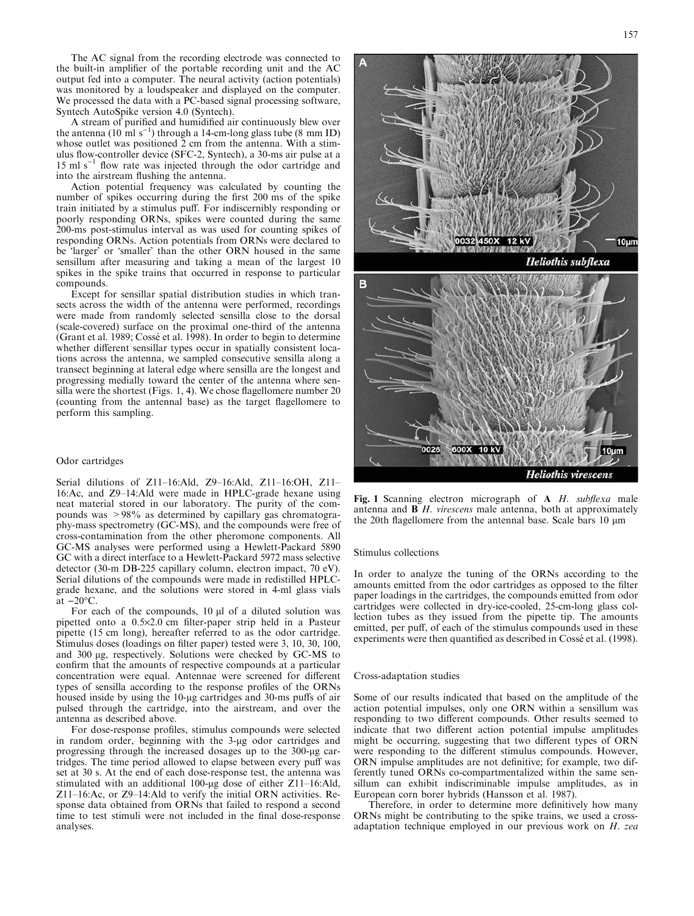The AC signal from the recording electrode was connected to the built-in amplifier of the portable recording unit and the AC output fed into a computer. The neural activity (action potentials) was monitored by a loudspeaker and displayed on the computer. We processed the data with a PC-based signal processing software, Syntech AutoSpike version 4.0 (Syntech).

A stream of purified and humidified air continuously blew over the antenna (10 ml $s^{-1}$) through a 14-cm-long glass tube (8 mm ID) whose outlet was positioned 2 cm from the antenna. With a stimulus flow-controller device (SFC-2, Syntech), a 30-ms air pulse at a 15 ml $s^{-1}$ flow rate was injected through the odor cartridge and into the airstream flushing the antenna.

Action potential frequency was calculated by counting the number of spikes occurring during the first 200 ms of the spike train initiated by a stimulus puff. For indiscernibly responding or poorly responding ORNs, spikes were counted during the same 200-ms post-stimulus interval as was used for counting spikes of responding ORNs. Action potentials from ORNs were declared to be 'larger' or 'smaller' than the other ORN housed in the same sensillum after measuring and taking a mean of the largest 10 spikes in the spike trains that occurred in response to particular compounds.

Except for sensillar spatial distribution studies in which transects across the width of the antenna were performed, recordings were made from randomly selected sensilla close to the dorsal (scale-covered) surface on the proximal one-third of the antenna (Grant et al. 1989; Cossé et al. 1998). In order to begin to determine whether different sensillar types occur in spatially consistent locations across the antenna, we sampled consecutive sensilla along a transect beginning at lateral edge where sensilla are the longest and progressing medially toward the center of the antenna where sensilla were the shortest (Figs. 1, 4). We chose flagellomere number 20 (counting from the antennal base) as the target flagellomere to perform this sampling.

### Odor cartridges

Serial dilutions of Z11–16:Ald, Z9–16:Ald, Z11–16:OH, Z11–16:Ac, and Z9–14:Ald were made in HPLC-grade hexane using neat material stored in our laboratory. The purity of the compounds was >98% as determined by capillary gas chromatography-mass spectrometry (GC-MS), and the compounds were free of cross-contamination from the other pheromone components. All GC-MS analyses were performed using a Hewlett-Packard 5890 GC with a direct interface to a Hewlett-Packard 5972 mass selective detector (30-m DB-225 capillary column, electron impact, 70 eV). Serial dilutions of the compounds were made in redistilled HPLC-grade hexane, and the solutions were stored in 4-ml glass vials at −20°C.

For each of the compounds, 10 μl of a diluted solution was pipetted onto a 0.5×2.0 cm filter-paper strip held in a Pasteur pipette (15 cm long), hereafter referred to as the odor cartridge. Stimulus doses (loadings on filter paper) tested were 3, 10, 30, 100, and 300 μg, respectively. Solutions were checked by GC-MS to confirm that the amounts of respective compounds at a particular concentration were equal. Antennae were screened for different types of sensilla according to the response profiles of the ORNs housed inside by using the 10-μg cartridges and 30-ms puffs of air pulsed through the cartridge, into the airstream, and over the antenna as described above.

For dose-response profiles, stimulus compounds were selected in random order, beginning with the 3-μg odor cartridges and progressing through the increased dosages up to the 300-μg cartridges. The time period allowed to elapse between every puff was set at 30 s. At the end of each dose-response test, the antenna was stimulated with an additional 100-μg dose of either Z11–16:Ald, Z11–16:Ac, or Z9–14:Ald to verify the initial ORN activities. Response data obtained from ORNs that failed to respond a second time to test stimuli were not included in the final dose-response analyses.

**Fig. 1** Scanning electron micrograph of **A** *H. subflexa* male antenna and **B** *H. virescens* male antenna, both at approximately the 20th flagellomere from the antennal base. Scale bars 10 μm

### Stimulus collections

In order to analyze the tuning of the ORNs according to the amounts emitted from the odor cartridges as opposed to the filter paper loadings in the cartridges, the compounds emitted from odor cartridges were collected in dry-ice-cooled, 25-cm-long glass collection tubes as they issued from the pipette tip. The amounts emitted, per puff, of each of the stimulus compounds used in these experiments were then quantified as described in Cossé et al. (1998).

### Cross-adaptation studies

Some of our results indicated that based on the amplitude of the action potential impulses, only one ORN within a sensillum was responding to two different compounds. Other results seemed to indicate that two different action potential impulse amplitudes might be occurring, suggesting that two different types of ORN were responding to the different stimulus compounds. However, ORN impulse amplitudes are not definitive; for example, two differently tuned ORNs co-compartmentalized within the same sensillum can exhibit indiscriminable impulse amplitudes, as in European corn borer hybrids (Hansson et al. 1987).

Therefore, in order to determine more definitively how many ORNs might be contributing to the spike trains, we used a cross-adaptation technique employed in our previous work on *H. zea*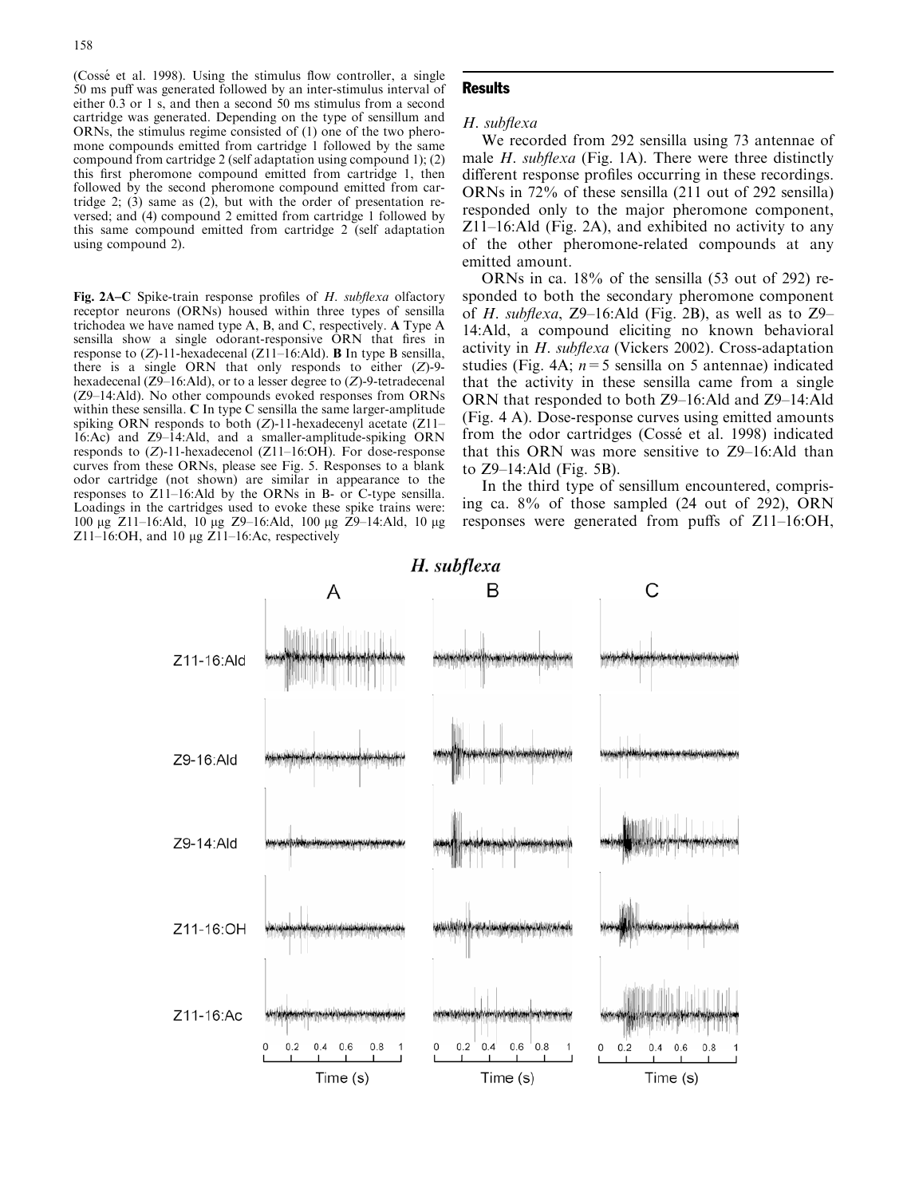(Cossé et al. 1998). Using the stimulus flow controller, a single 50 ms puff was generated followed by an inter-stimulus interval of either 0.3 or 1 s, and then a second 50 ms stimulus from a second cartridge was generated. Depending on the type of sensillum and ORNs, the stimulus regime consisted of (1) one of the two pheromone compounds emitted from cartridge 1 followed by the same compound from cartridge 2 (self adaptation using compound 1); (2) this first pheromone compound emitted from cartridge 1, then followed by the second pheromone compound emitted from cartridge 2; (3) same as (2), but with the order of presentation reversed; and (4) compound 2 emitted from cartridge 1 followed by this same compound emitted from cartridge 2 (self adaptation using compound 2).

**Fig. 2A–C** Spike-train response profiles of *H. subflexa* olfactory receptor neurons (ORNs) housed within three types of sensilla trichodea we have named type A, B, and C, respectively. **A** Type A sensilla show a single odorant-responsive ORN that fires in response to (*Z*)-11-hexadecenal (Z11–16:Ald). **B** In type B sensilla, there is a single ORN that only responds to either (*Z*)-9-hexadecenal (Z9–16:Ald), or to a lesser degree to (*Z*)-9-tetradecenal (Z9–14:Ald). No other compounds evoked responses from ORNs within these sensilla. **C** In type C sensilla the same larger-amplitude spiking ORN responds to both (*Z*)-11-hexadecenyl acetate (Z11–16:Ac) and Z9–14:Ald, and a smaller-amplitude-spiking ORN responds to (*Z*)-11-hexadecenol (Z11–16:OH). For dose-response curves from these ORNs, please see Fig. 5. Responses to a blank odor cartridge (not shown) are similar in appearance to the responses to Z11–16:Ald by the ORNs in B- or C-type sensilla. Loadings in the cartridges used to evoke these spike trains were: 100 μg Z11–16:Ald, 10 μg Z9–16:Ald, 100 μg Z9–14:Ald, 10 μg Z11–16:OH, and 10 μg Z11–16:Ac, respectively

## Results

### *H. subflexa*

We recorded from 292 sensilla using 73 antennae of male *H. subflexa* (Fig. 1A). There were three distinctly different response profiles occurring in these recordings. ORNs in 72% of these sensilla (211 out of 292 sensilla) responded only to the major pheromone component, Z11–16:Ald (Fig. 2A), and exhibited no activity to any of the other pheromone-related compounds at any emitted amount.

ORNs in ca. 18% of the sensilla (53 out of 292) responded to both the secondary pheromone component of *H. subflexa*, Z9–16:Ald (Fig. 2B), as well as to Z9–14:Ald, a compound eliciting no known behavioral activity in *H. subflexa* (Vickers 2002). Cross-adaptation studies (Fig. 4A; $n = 5$ sensilla on 5 antennae) indicated that the activity in these sensilla came from a single ORN that responded to both Z9–16:Ald and Z9–14:Ald (Fig. 4 A). Dose-response curves using emitted amounts from the odor cartridges (Cossé et al. 1998) indicated that this ORN was more sensitive to Z9–16:Ald than to Z9–14:Ald (Fig. 5B).

In the third type of sensillum encountered, comprising ca. 8% of those sampled (24 out of 292), ORN responses were generated from puffs of Z11–16:OH,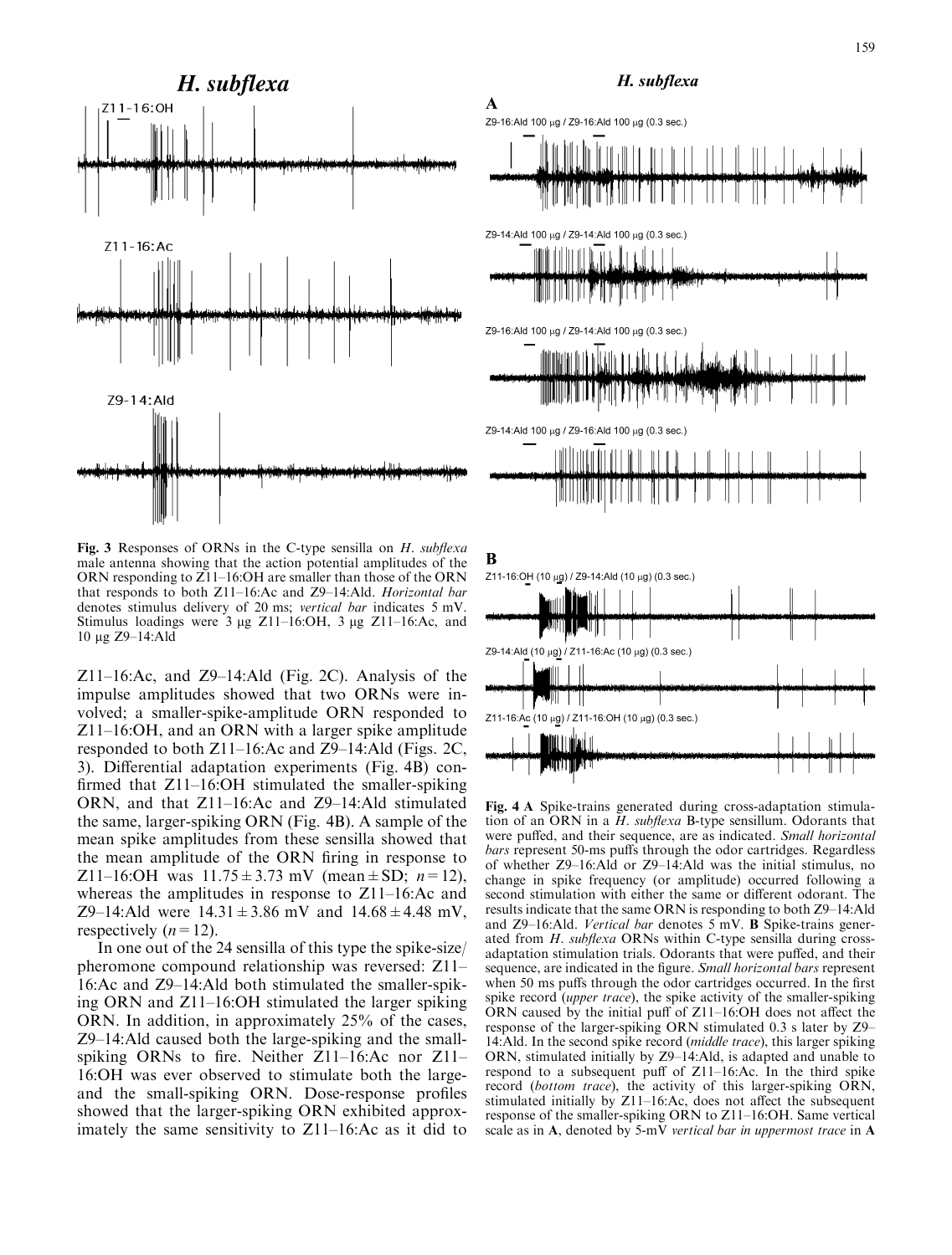**Fig. 3** Responses of ORNs in the C-type sensilla on *H. subflexa* male antenna showing that the action potential amplitudes of the ORN responding to Z11–16:OH are smaller than those of the ORN that responds to both Z11–16:Ac and Z9–14:Ald. *Horizontal bar* denotes stimulus delivery of 20 ms; *vertical bar* indicates 5 mV. Stimulus loadings were 3 μg Z11–16:OH, 3 μg Z11–16:Ac, and 10 μg Z9–14:Ald

Z11–16:Ac, and Z9–14:Ald (Fig. 2C). Analysis of the impulse amplitudes showed that two ORNs were involved; a smaller-spike-amplitude ORN responded to Z11–16:OH, and an ORN with a larger spike amplitude responded to both Z11–16:Ac and Z9–14:Ald (Figs. 2C, 3). Differential adaptation experiments (Fig. 4B) confirmed that Z11–16:OH stimulated the smaller-spiking ORN, and that Z11–16:Ac and Z9–14:Ald stimulated the same, larger-spiking ORN (Fig. 4B). A sample of the mean spike amplitudes from these sensilla showed that the mean amplitude of the ORN firing in response to Z11–16:OH was $11.75 \pm 3.73$ mV (mean ± SD; $n = 12$), whereas the amplitudes in response to Z11–16:Ac and Z9–14:Ald were $14.31 \pm 3.86$ mV and $14.68 \pm 4.48$ mV, respectively ($n = 12$).

In one out of the 24 sensilla of this type the spike-size/pheromone compound relationship was reversed: Z11–16:Ac and Z9–14:Ald both stimulated the smaller-spiking ORN and Z11–16:OH stimulated the larger spiking ORN. In addition, in approximately 25% of the cases, Z9–14:Ald caused both the large-spiking and the small-spiking ORNs to fire. Neither Z11–16:Ac nor Z11–16:OH was ever observed to stimulate both the large- and the small-spiking ORN. Dose-response profiles showed that the larger-spiking ORN exhibited approximately the same sensitivity to Z11–16:Ac as it did to

**Fig. 4 A** Spike-trains generated during cross-adaptation stimulation of an ORN in a *H. subflexa* B-type sensillum. Odorants that were puffed, and their sequence, are as indicated. *Small horizontal bars* represent 50-ms puffs through the odor cartridges. Regardless of whether Z9–16:Ald or Z9–14:Ald was the initial stimulus, no change in spike frequency (or amplitude) occurred following a second stimulation with either the same or different odorant. The results indicate that the same ORN is responding to both Z9–14:Ald and Z9–16:Ald. *Vertical bar* denotes 5 mV. **B** Spike-trains generated from *H. subflexa* ORNs within C-type sensilla during cross-adaptation stimulation trials. Odorants that were puffed, and their sequence, are indicated in the figure. *Small horizontal bars* represent when 50 ms puffs through the odor cartridges occurred. In the first spike record (*upper trace*), the spike activity of the smaller-spiking ORN caused by the initial puff of Z11–16:OH does not affect the response of the larger-spiking ORN stimulated 0.3 s later by Z9–14:Ald. In the second spike record (*middle trace*), this larger spiking ORN, stimulated initially by Z9–14:Ald, is adapted and unable to respond to a subsequent puff of Z11–16:Ac. In the third spike record (*bottom trace*), the activity of this larger-spiking ORN, stimulated initially by Z11–16:Ac, does not affect the subsequent response of the smaller-spiking ORN to Z11–16:OH. Same vertical scale as in **A**, denoted by 5-mV *vertical bar in uppermost trace* in **A**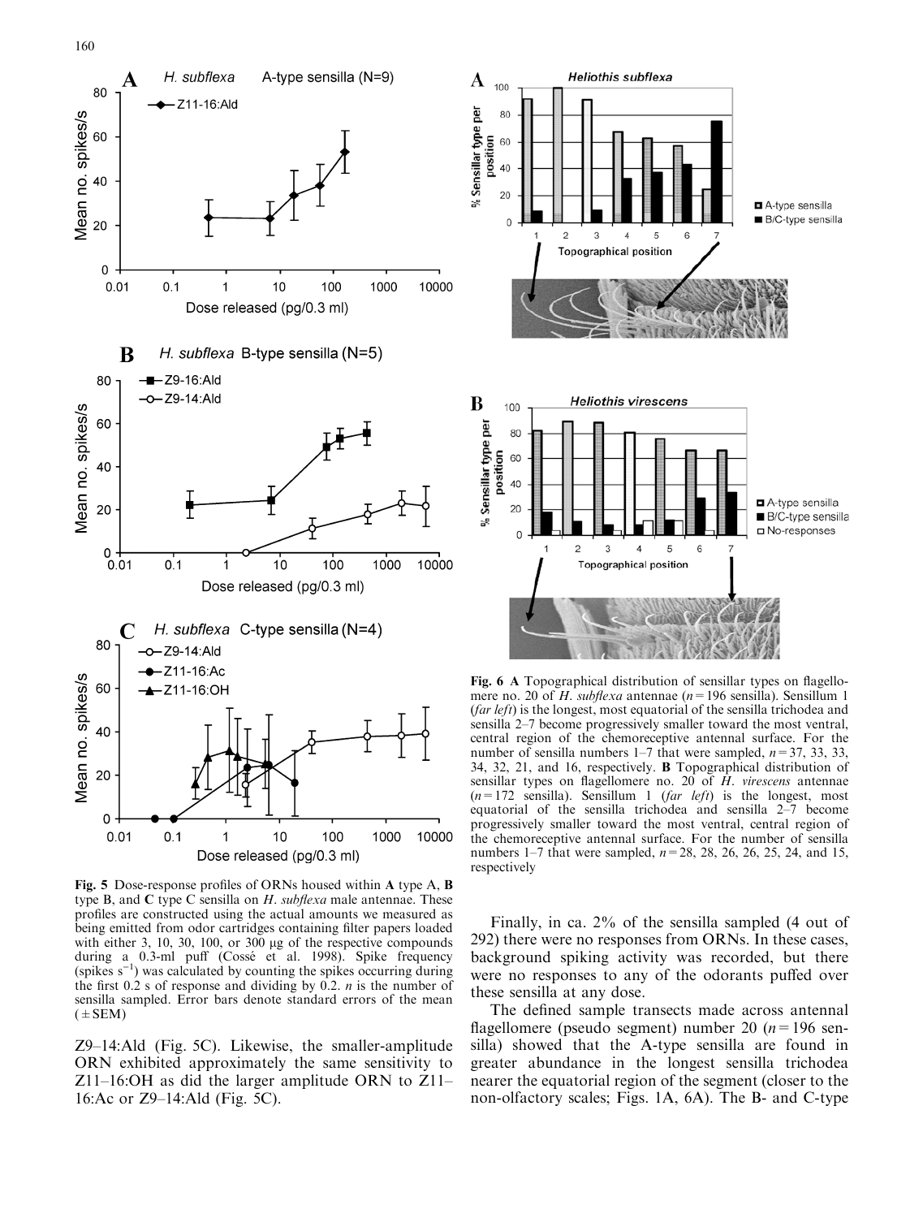Fig. 5 Dose-response profiles of ORNs housed within **A** type A, **B** type B, and **C** type C sensilla on *H. subflexa* male antennae. These profiles are constructed using the actual amounts we measured as being emitted from odor cartridges containing filter papers loaded with either 3, 10, 30, 100, or 300 μg of the respective compounds during a 0.3-ml puff (Cossé et al. 1998). Spike frequency (spikes $s^{-1}$) was calculated by counting the spikes occurring during the first 0.2 s of response and dividing by 0.2. *n* is the number of sensilla sampled. Error bars denote standard errors of the mean (±SEM)

Z9–14:Ald (Fig. 5C). Likewise, the smaller-amplitude ORN exhibited approximately the same sensitivity to Z11–16:OH as did the larger amplitude ORN to Z11–16:Ac or Z9–14:Ald (Fig. 5C).

Fig. 6 **A** Topographical distribution of sensillar types on flagellomere no. 20 of *H. subflexa* antennae ($n = 196$ sensilla). Sensillum 1 (*far left*) is the longest, most equatorial of the sensilla trichodea and sensilla 2–7 become progressively smaller toward the most ventral, central region of the chemoreceptive antennal surface. For the number of sensilla numbers 1–7 that were sampled, $n = 37$, 33, 33, 34, 32, 21, and 16, respectively. **B** Topographical distribution of sensillar types on flagellomere no. 20 of *H. virescens* antennae ($n = 172$ sensilla). Sensillum 1 (*far left*) is the longest, most equatorial of the sensilla trichodea and sensilla 2–7 become progressively smaller toward the most ventral, central region of the chemoreceptive antennal surface. For the number of sensilla numbers 1–7 that were sampled, $n = 28$, 28, 26, 26, 25, 24, and 15, respectively

Finally, in ca. 2% of the sensilla sampled (4 out of 292) there were no responses from ORNs. In these cases, background spiking activity was recorded, but there were no responses to any of the odorants puffed over these sensilla at any dose.

The defined sample transects made across antennal flagellomere (pseudo segment) number 20 ($n = 196$ sensilla) showed that the A-type sensilla are found in greater abundance in the longest sensilla trichodea nearer the equatorial region of the segment (closer to the non-olfactory scales; Figs. 1A, 6A). The B- and C-type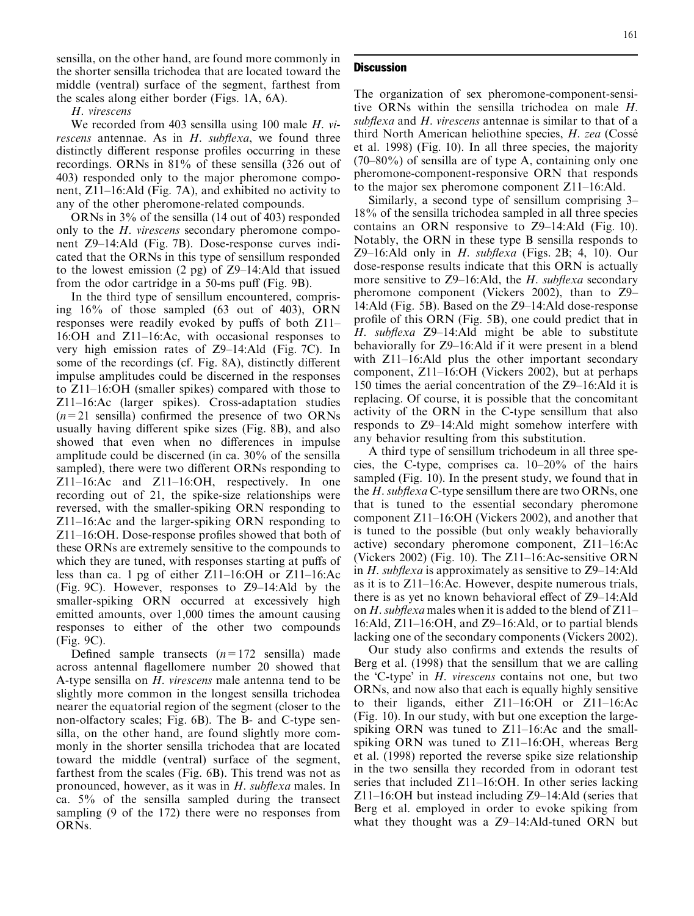sensilla, on the other hand, are found more commonly in the shorter sensilla trichodea that are located toward the middle (ventral) surface of the segment, farthest from the scales along either border (Figs. 1A, 6A).

*H. virescens*

We recorded from 403 sensilla using 100 male *H. virescens* antennae. As in *H. subflexa*, we found three distinctly different response profiles occurring in these recordings. ORNs in 81% of these sensilla (326 out of 403) responded only to the major pheromone component, Z11–16:Ald (Fig. 7A), and exhibited no activity to any of the other pheromone-related compounds.

ORNs in 3% of the sensilla (14 out of 403) responded only to the *H. virescens* secondary pheromone component Z9–14:Ald (Fig. 7B). Dose-response curves indicated that the ORNs in this type of sensillum responded to the lowest emission (2 pg) of Z9–14:Ald that issued from the odor cartridge in a 50-ms puff (Fig. 9B).

In the third type of sensillum encountered, comprising 16% of those sampled (63 out of 403), ORN responses were readily evoked by puffs of both Z11–16:OH and Z11–16:Ac, with occasional responses to very high emission rates of Z9–14:Ald (Fig. 7C). In some of the recordings (cf. Fig. 8A), distinctly different impulse amplitudes could be discerned in the responses to Z11–16:OH (smaller spikes) compared with those to Z11–16:Ac (larger spikes). Cross-adaptation studies ($n=21$ sensilla) confirmed the presence of two ORNs usually having different spike sizes (Fig. 8B), and also showed that even when no differences in impulse amplitude could be discerned (in ca. 30% of the sensilla sampled), there were two different ORNs responding to Z11–16:Ac and Z11–16:OH, respectively. In one recording out of 21, the spike-size relationships were reversed, with the smaller-spiking ORN responding to Z11–16:Ac and the larger-spiking ORN responding to Z11–16:OH. Dose-response profiles showed that both of these ORNs are extremely sensitive to the compounds to which they are tuned, with responses starting at puffs of less than ca. 1 pg of either Z11–16:OH or Z11–16:Ac (Fig. 9C). However, responses to Z9–14:Ald by the smaller-spiking ORN occurred at excessively high emitted amounts, over 1,000 times the amount causing responses to either of the other two compounds (Fig. 9C).

Defined sample transects ($n=172$ sensilla) made across antennal flagellomere number 20 showed that A-type sensilla on *H. virescens* male antenna tend to be slightly more common in the longest sensilla trichodea nearer the equatorial region of the segment (closer to the non-olfactory scales; Fig. 6B). The B- and C-type sensilla, on the other hand, are found slightly more commonly in the shorter sensilla trichodea that are located toward the middle (ventral) surface of the segment, farthest from the scales (Fig. 6B). This trend was not as pronounced, however, as it was in *H. subflexa* males. In ca. 5% of the sensilla sampled during the transect sampling (9 of the 172) there were no responses from ORNs.

## Discussion

The organization of sex pheromone-component-sensitive ORNs within the sensilla trichodea on male *H. subflexa* and *H. virescens* antennae is similar to that of a third North American heliothine species, *H. zea* (Cossé et al. 1998) (Fig. 10). In all three species, the majority (70–80%) of sensilla are of type A, containing only one pheromone-component-responsive ORN that responds to the major sex pheromone component Z11–16:Ald.

Similarly, a second type of sensillum comprising 3–18% of the sensilla trichodea sampled in all three species contains an ORN responsive to Z9–14:Ald (Fig. 10). Notably, the ORN in these type B sensilla responds to Z9–16:Ald only in *H. subflexa* (Figs. 2B; 4, 10). Our dose-response results indicate that this ORN is actually more sensitive to Z9–16:Ald, the *H. subflexa* secondary pheromone component (Vickers 2002), than to Z9–14:Ald (Fig. 5B). Based on the Z9–14:Ald dose-response profile of this ORN (Fig. 5B), one could predict that in *H. subflexa* Z9–14:Ald might be able to substitute behaviorally for Z9–16:Ald if it were present in a blend with Z11–16:Ald plus the other important secondary component, Z11–16:OH (Vickers 2002), but at perhaps 150 times the aerial concentration of the Z9–16:Ald it is replacing. Of course, it is possible that the concomitant activity of the ORN in the C-type sensillum that also responds to Z9–14:Ald might somehow interfere with any behavior resulting from this substitution.

A third type of sensillum trichodeum in all three species, the C-type, comprises ca. 10–20% of the hairs sampled (Fig. 10). In the present study, we found that in the *H. subflexa* C-type sensillum there are two ORNs, one that is tuned to the essential secondary pheromone component Z11–16:OH (Vickers 2002), and another that is tuned to the possible (but only weakly behaviorally active) secondary pheromone component, Z11–16:Ac (Vickers 2002) (Fig. 10). The Z11–16:Ac-sensitive ORN in *H. subflexa* is approximately as sensitive to Z9–14:Ald as it is to Z11–16:Ac. However, despite numerous trials, there is as yet no known behavioral effect of Z9–14:Ald on *H. subflexa* males when it is added to the blend of Z11–16:Ald, Z11–16:OH, and Z9–16:Ald, or to partial blends lacking one of the secondary components (Vickers 2002).

Our study also confirms and extends the results of Berg et al. (1998) that the sensillum that we are calling the 'C-type' in *H. virescens* contains not one, but two ORNs, and now also that each is equally highly sensitive to their ligands, either Z11–16:OH or Z11–16:Ac (Fig. 10). In our study, with but one exception the large-spiking ORN was tuned to Z11–16:Ac and the small-spiking ORN was tuned to Z11–16:OH, whereas Berg et al. (1998) reported the reverse spike size relationship in the two sensilla they recorded from in odorant test series that included Z11–16:OH. In other series lacking Z11–16:OH but instead including Z9–14:Ald (series that Berg et al. employed in order to evoke spiking from what they thought was a Z9–14:Ald-tuned ORN but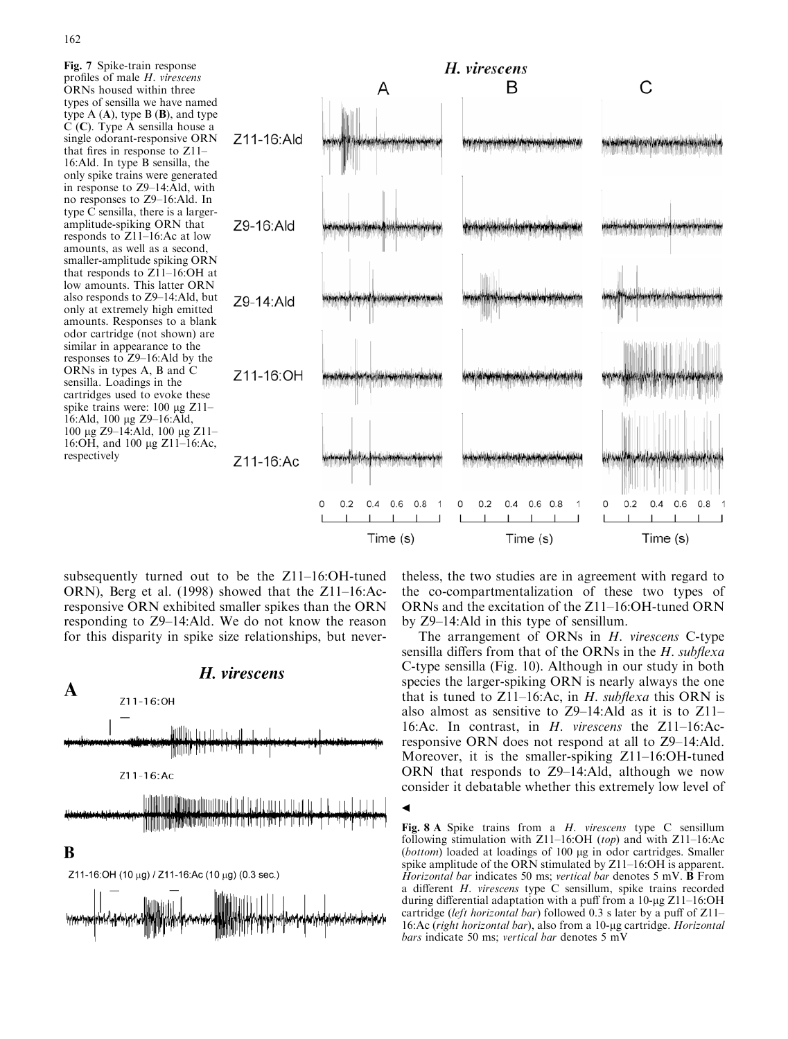**Fig. 7** Spike-train response profiles of male *H. virescens* ORNs housed within three types of sensilla we have named type A (**A**), type B (**B**), and type C (**C**). Type A sensilla house a single odorant-responsive ORN that fires in response to Z11–16:Ald. In type B sensilla, the only spike trains were generated in response to Z9–14:Ald, with no responses to Z9–16:Ald. In type C sensilla, there is a larger-amplitude-spiking ORN that responds to Z11–16:Ac at low amounts, as well as a second, smaller-amplitude spiking ORN that responds to Z11–16:OH at low amounts. This latter ORN also responds to Z9–14:Ald, but only at extremely high emitted amounts. Responses to a blank odor cartridge (not shown) are similar in appearance to the responses to Z9–16:Ald by the ORNs in types A, B and C sensilla. Loadings in the cartridges used to evoke these spike trains were: 100 μg Z11–16:Ald, 100 μg Z9–16:Ald, 100 μg Z9–14:Ald, 100 μg Z11–16:OH, and 100 μg Z11–16:Ac, respectively

subsequently turned out to be the Z11–16:OH-tuned ORN), Berg et al. (1998) showed that the Z11–16:Ac-responsive ORN exhibited smaller spikes than the ORN responding to Z9–14:Ald. We do not know the reason for this disparity in spike size relationships, but nevertheless, the two studies are in agreement with regard to the co-compartmentalization of these two types of ORNs and the excitation of the Z11–16:OH-tuned ORN by Z9–14:Ald in this type of sensillum.

The arrangement of ORNs in *H. virescens* C-type sensilla differs from that of the ORNs in the *H. subflexa* C-type sensilla (Fig. 10). Although in our study in both species the larger-spiking ORN is nearly always the one that is tuned to Z11–16:Ac, in *H. subflexa* this ORN is also almost as sensitive to Z9–14:Ald as it is to Z11–16:Ac. In contrast, in *H. virescens* the Z11–16:Ac-responsive ORN does not respond at all to Z9–14:Ald. Moreover, it is the smaller-spiking Z11–16:OH-tuned ORN that responds to Z9–14:Ald, although we now consider it debatable whether this extremely low level of

**Fig. 8 A** Spike trains from a *H. virescens* type C sensillum following stimulation with Z11–16:OH (*top*) and with Z11–16:Ac (*bottom*) loaded at loadings of 100 μg in odor cartridges. Smaller spike amplitude of the ORN stimulated by Z11–16:OH is apparent. *Horizontal bar* indicates 50 ms; *vertical bar* denotes 5 mV. **B** From a different *H. virescens* type C sensillum, spike trains recorded during differential adaptation with a puff from a 10-μg Z11–16:OH cartridge (*left horizontal bar*) followed 0.3 s later by a puff of Z11–16:Ac (*right horizontal bar*), also from a 10-μg cartridge. *Horizontal bars* indicate 50 ms; *vertical bar* denotes 5 mV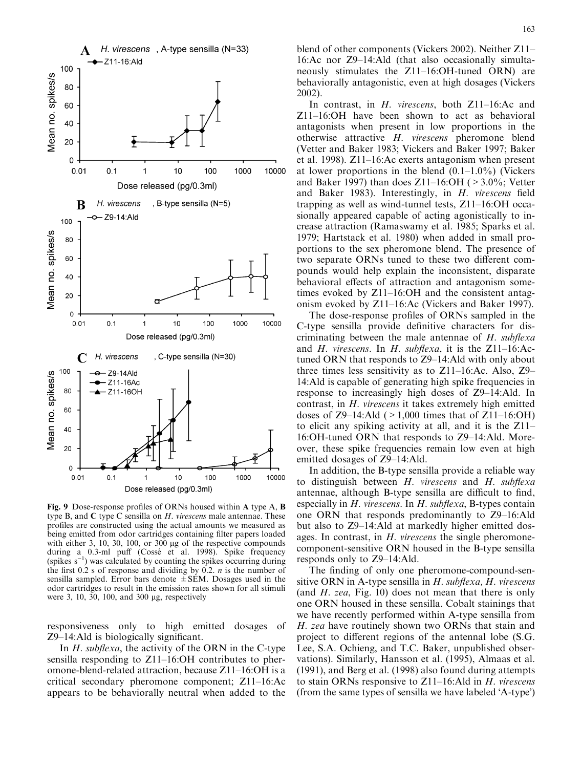**Fig. 9** Dose-response profiles of ORNs housed within **A** type A, **B** type B, and **C** type C sensilla on *H. virescens* male antennae. These profiles are constructed using the actual amounts we measured as being emitted from odor cartridges containing filter papers loaded with either 3, 10, 30, 100, or 300 μg of the respective compounds during a 0.3-ml puff (Cossé et al. 1998). Spike frequency (spikes $s^{-1}$) was calculated by counting the spikes occurring during the first 0.2 s of response and dividing by 0.2. *n* is the number of sensilla sampled. Error bars denote ±SEM. Dosages used in the odor cartridges to result in the emission rates shown for all stimuli were 3, 10, 30, 100, and 300 μg, respectively

responsiveness only to high emitted dosages of Z9–14:Ald is biologically significant.

In *H. subflexa*, the activity of the ORN in the C-type sensilla responding to Z11–16:OH contributes to pheromone-blend-related attraction, because Z11–16:OH is a critical secondary pheromone component; Z11–16:Ac appears to be behaviorally neutral when added to the blend of other components (Vickers 2002). Neither Z11–16:Ac nor Z9–14:Ald (that also occasionally simultaneously stimulates the Z11–16:OH-tuned ORN) are behaviorally antagonistic, even at high dosages (Vickers 2002).

In contrast, in *H. virescens*, both Z11–16:Ac and Z11–16:OH have been shown to act as behavioral antagonists when present in low proportions in the otherwise attractive *H. virescens* pheromone blend (Vetter and Baker 1983; Vickers and Baker 1997; Baker et al. 1998). Z11–16:Ac exerts antagonism when present at lower proportions in the blend (0.1–1.0%) (Vickers and Baker 1997) than does Z11–16:OH (>3.0%; Vetter and Baker 1983). Interestingly, in *H. virescens* field trapping as well as wind-tunnel tests, Z11–16:OH occasionally appeared capable of acting agonistically to increase attraction (Ramaswamy et al. 1985; Sparks et al. 1979; Hartstack et al. 1980) when added in small proportions to the sex pheromone blend. The presence of two separate ORNs tuned to these two different compounds would help explain the inconsistent, disparate behavioral effects of attraction and antagonism sometimes evoked by Z11–16:OH and the consistent antagonism evoked by Z11–16:Ac (Vickers and Baker 1997).

The dose-response profiles of ORNs sampled in the C-type sensilla provide definitive characters for discriminating between the male antennae of *H. subflexa* and *H. virescens*. In *H. subflexa*, it is the Z11–16:Ac-tuned ORN that responds to Z9–14:Ald with only about three times less sensitivity as to Z11–16:Ac. Also, Z9–14:Ald is capable of generating high spike frequencies in response to increasingly high doses of Z9–14:Ald. In contrast, in *H. virescens* it takes extremely high emitted doses of Z9–14:Ald (>1,000 times that of Z11–16:OH) to elicit any spiking activity at all, and it is the Z11–16:OH-tuned ORN that responds to Z9–14:Ald. Moreover, these spike frequencies remain low even at high emitted dosages of Z9–14:Ald.

In addition, the B-type sensilla provide a reliable way to distinguish between *H. virescens* and *H. subflexa* antennae, although B-type sensilla are difficult to find, especially in *H. virescens*. In *H. subflexa*, B-types contain one ORN that responds predominantly to Z9–16:Ald but also to Z9–14:Ald at markedly higher emitted dosages. In contrast, in *H. virescens* the single pheromone-component-sensitive ORN housed in the B-type sensilla responds only to Z9–14:Ald.

The finding of only one pheromone-compound-sensitive ORN in A-type sensilla in *H. subflexa, H. virescens* (and *H. zea*, Fig. 10) does not mean that there is only one ORN housed in these sensilla. Cobalt stainings that we have recently performed within A-type sensilla from *H. zea* have routinely shown two ORNs that stain and project to different regions of the antennal lobe (S.G. Lee, S.A. Ochieng, and T.C. Baker, unpublished observations). Similarly, Hansson et al. (1995), Almaas et al. (1991), and Berg et al. (1998) also found during attempts to stain ORNs responsive to Z11–16:Ald in *H. virescens* (from the same types of sensilla we have labeled 'A-type')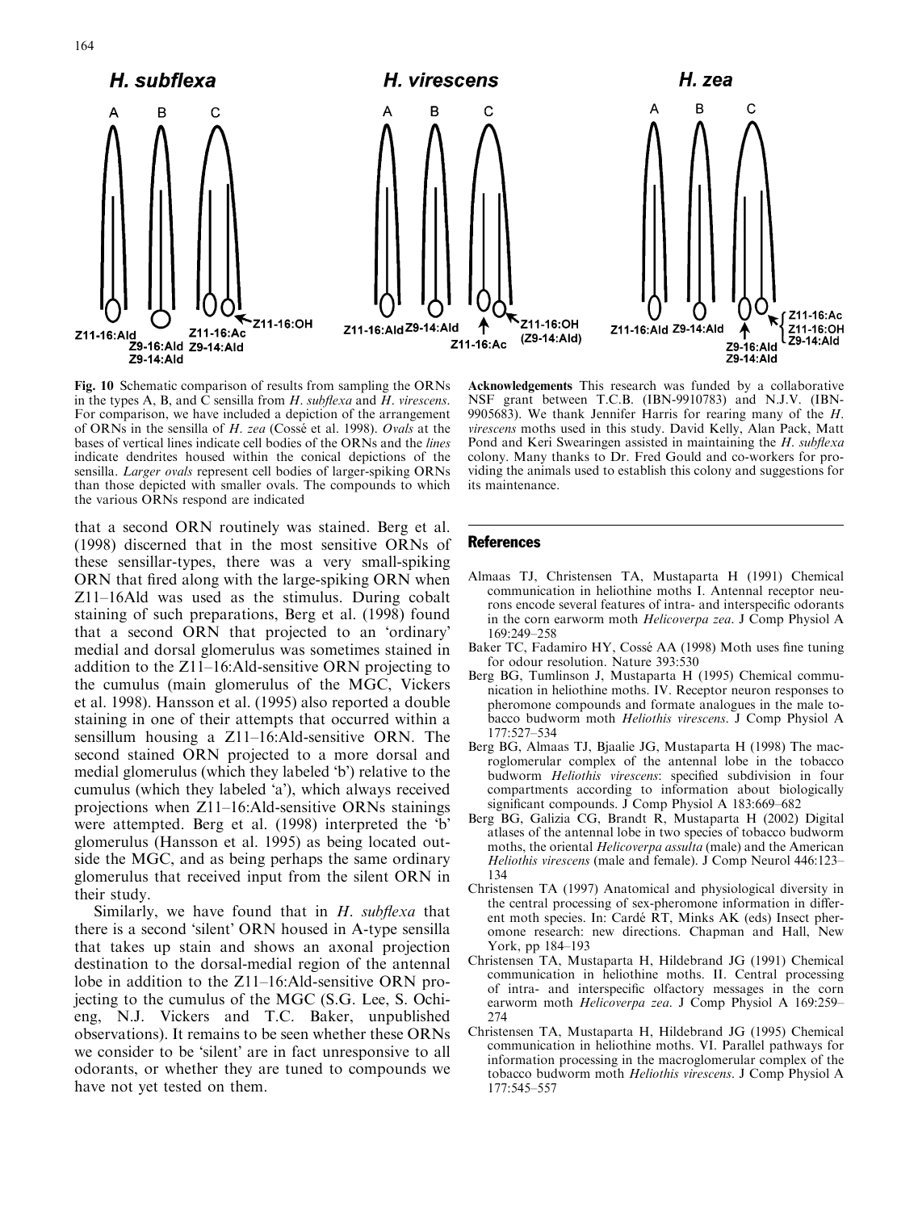Fig. 10 Schematic comparison of results from sampling the ORNs in the types A, B, and C sensilla from *H. subflexa* and *H. virescens*. For comparison, we have included a depiction of the arrangement of ORNs in the sensilla of *H. zea* (Cossé et al. 1998). *Ovals* at the bases of vertical lines indicate cell bodies of the ORNs and the *lines* indicate dendrites housed within the conical depictions of the sensilla. *Larger ovals* represent cell bodies of larger-spiking ORNs than those depicted with smaller ovals. The compounds to which the various ORNs respond are indicated

that a second ORN routinely was stained. Berg et al. (1998) discerned that in the most sensitive ORNs of these sensillar-types, there was a very small-spiking ORN that fired along with the large-spiking ORN when Z11–16Ald was used as the stimulus. During cobalt staining of such preparations, Berg et al. (1998) found that a second ORN that projected to an 'ordinary' medial and dorsal glomerulus was sometimes stained in addition to the Z11–16:Ald-sensitive ORN projecting to the cumulus (main glomerulus of the MGC, Vickers et al. 1998). Hansson et al. (1995) also reported a double staining in one of their attempts that occurred within a sensillum housing a Z11–16:Ald-sensitive ORN. The second stained ORN projected to a more dorsal and medial glomerulus (which they labeled 'b') relative to the cumulus (which they labeled 'a'), which always received projections when Z11–16:Ald-sensitive ORNs stainings were attempted. Berg et al. (1998) interpreted the 'b' glomerulus (Hansson et al. 1995) as being located outside the MGC, and as being perhaps the same ordinary glomerulus that received input from the silent ORN in their study.

Similarly, we have found that in *H. subflexa* that there is a second 'silent' ORN housed in A-type sensilla that takes up stain and shows an axonal projection destination to the dorsal-medial region of the antennal lobe in addition to the Z11–16:Ald-sensitive ORN projecting to the cumulus of the MGC (S.G. Lee, S. Ochieng, N.J. Vickers and T.C. Baker, unpublished observations). It remains to be seen whether these ORNs we consider to be 'silent' are in fact unresponsive to all odorants, or whether they are tuned to compounds we have not yet tested on them.

**Acknowledgements** This research was funded by a collaborative NSF grant between T.C.B. (IBN-9910783) and N.J.V. (IBN-9905683). We thank Jennifer Harris for rearing many of the *H. virescens* moths used in this study. David Kelly, Alan Pack, Matt Pond and Keri Swearingen assisted in maintaining the *H. subflexa* colony. Many thanks to Dr. Fred Gould and co-workers for providing the animals used to establish this colony and suggestions for its maintenance.

## References

Almaas TJ, Christensen TA, Mustaparta H (1991) Chemical communication in heliothine moths I. Antennal receptor neurons encode several features of intra- and interspecific odorants in the corn earworm moth *Helicoverpa zea*. J Comp Physiol A 169:249–258

Baker TC, Fadamiro HY, Cossé AA (1998) Moth uses fine tuning for odour resolution. Nature 393:530

Berg BG, Tumlinson J, Mustaparta H (1995) Chemical communication in heliothine moths. IV. Receptor neuron responses to pheromone compounds and formate analogues in the male tobacco budworm moth *Heliothis virescens*. J Comp Physiol A 177:527–534

Berg BG, Almaas TJ, Bjaalie JG, Mustaparta H (1998) The macroglomerular complex of the antennal lobe in the tobacco budworm *Heliothis virescens*: specified subdivision in four compartments according to information about biologically significant compounds. J Comp Physiol A 183:669–682

Berg BG, Galizia CG, Brandt R, Mustaparta H (2002) Digital atlases of the antennal lobe in two species of tobacco budworm moths, the oriental *Helicoverpa assulta* (male) and the American *Heliothis virescens* (male and female). J Comp Neurol 446:123–134

Christensen TA (1997) Anatomical and physiological diversity in the central processing of sex-pheromone information in different moth species. In: Cardé RT, Minks AK (eds) Insect pheromone research: new directions. Chapman and Hall, New York, pp 184–193

Christensen TA, Mustaparta H, Hildebrand JG (1991) Chemical communication in heliothine moths. II. Central processing of intra- and interspecific olfactory messages in the corn earworm moth *Helicoverpa zea*. J Comp Physiol A 169:259–274

Christensen TA, Mustaparta H, Hildebrand JG (1995) Chemical communication in heliothine moths. VI. Parallel pathways for information processing in the macroglomerular complex of the tobacco budworm moth *Heliothis virescens*. J Comp Physiol A 177:545–557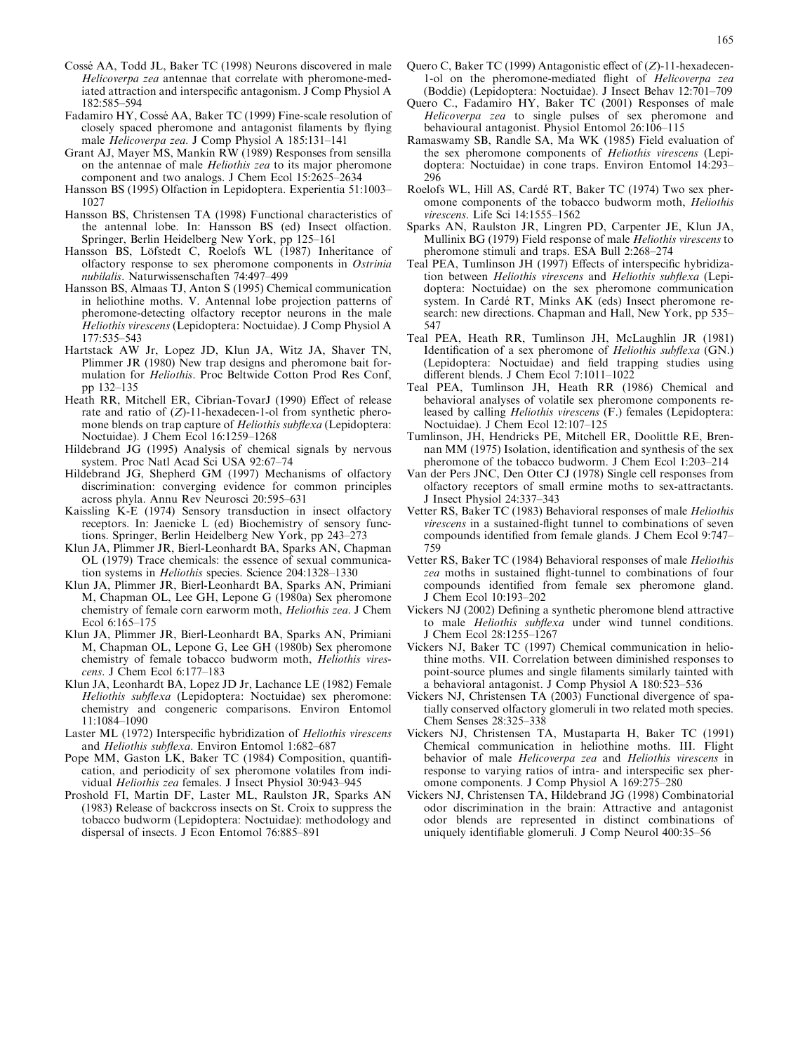Cossé AA, Todd JL, Baker TC (1998) Neurons discovered in male *Helicoverpa zea* antennae that correlate with pheromone-mediated attraction and interspecific antagonism. J Comp Physiol A 182:585–594

Fadamiro HY, Cossé AA, Baker TC (1999) Fine-scale resolution of closely spaced pheromone and antagonist filaments by flying male *Helicoverpa zea*. J Comp Physiol A 185:131–141

Grant AJ, Mayer MS, Mankin RW (1989) Responses from sensilla on the antennae of male *Heliothis zea* to its major pheromone component and two analogs. J Chem Ecol 15:2625–2634

Hansson BS (1995) Olfaction in Lepidoptera. Experientia 51:1003–1027

Hansson BS, Christensen TA (1998) Functional characteristics of the antennal lobe. In: Hansson BS (ed) Insect olfaction. Springer, Berlin Heidelberg New York, pp 125–161

Hansson BS, Löfstedt C, Roelofs WL (1987) Inheritance of olfactory response to sex pheromone components in *Ostrinia nubilalis*. Naturwissenschaften 74:497–499

Hansson BS, Almaas TJ, Anton S (1995) Chemical communication in heliothine moths. V. Antennal lobe projection patterns of pheromone-detecting olfactory receptor neurons in the male *Heliothis virescens* (Lepidoptera: Noctuidae). J Comp Physiol A 177:535–543

Hartstack AW Jr, Lopez JD, Klun JA, Witz JA, Shaver TN, Plimmer JR (1980) New trap designs and pheromone bait formulation for *Heliothis*. Proc Beltwide Cotton Prod Res Conf, pp 132–135

Heath RR, Mitchell ER, Cibrian-TovarJ (1990) Effect of release rate and ratio of (*Z*)-11-hexadecen-1-ol from synthetic pheromone blends on trap capture of *Heliothis subflexa* (Lepidoptera: Noctuidae). J Chem Ecol 16:1259–1268

Hildebrand JG (1995) Analysis of chemical signals by nervous system. Proc Natl Acad Sci USA 92:67–74

Hildebrand JG, Shepherd GM (1997) Mechanisms of olfactory discrimination: converging evidence for common principles across phyla. Annu Rev Neurosci 20:595–631

Kaissling K-E (1974) Sensory transduction in insect olfactory receptors. In: Jaenicke L (ed) Biochemistry of sensory functions. Springer, Berlin Heidelberg New York, pp 243–273

Klun JA, Plimmer JR, Bierl-Leonhardt BA, Sparks AN, Chapman OL (1979) Trace chemicals: the essence of sexual communication systems in *Heliothis* species. Science 204:1328–1330

Klun JA, Plimmer JR, Bierl-Leonhardt BA, Sparks AN, Primiani M, Chapman OL, Lee GH, Lepone G (1980a) Sex pheromone chemistry of female corn earworm moth, *Heliothis zea*. J Chem Ecol 6:165–175

Klun JA, Plimmer JR, Bierl-Leonhardt BA, Sparks AN, Primiani M, Chapman OL, Lepone G, Lee GH (1980b) Sex pheromone chemistry of female tobacco budworm moth, *Heliothis virescens*. J Chem Ecol 6:177–183

Klun JA, Leonhardt BA, Lopez JD Jr, Lachance LE (1982) Female *Heliothis subflexa* (Lepidoptera: Noctuidae) sex pheromone: chemistry and congeneric comparisons. Environ Entomol 11:1084–1090

Laster ML (1972) Interspecific hybridization of *Heliothis virescens* and *Heliothis subflexa*. Environ Entomol 1:682–687

Pope MM, Gaston LK, Baker TC (1984) Composition, quantification, and periodicity of sex pheromone volatiles from individual *Heliothis zea* females. J Insect Physiol 30:943–945

Proshold FI, Martin DF, Laster ML, Raulston JR, Sparks AN (1983) Release of backcross insects on St. Croix to suppress the tobacco budworm (Lepidoptera: Noctuidae): methodology and dispersal of insects. J Econ Entomol 76:885–891

Quero C, Baker TC (1999) Antagonistic effect of (*Z*)-11-hexadecen-1-ol on the pheromone-mediated flight of *Helicoverpa zea* (Boddie) (Lepidoptera: Noctuidae). J Insect Behav 12:701–709

Quero C., Fadamiro HY, Baker TC (2001) Responses of male *Helicoverpa zea* to single pulses of sex pheromone and behavioural antagonist. Physiol Entomol 26:106–115

Ramaswamy SB, Randle SA, Ma WK (1985) Field evaluation of the sex pheromone components of *Heliothis virescens* (Lepidoptera: Noctuidae) in cone traps. Environ Entomol 14:293–296

Roelofs WL, Hill AS, Cardé RT, Baker TC (1974) Two sex pheromone components of the tobacco budworm moth, *Heliothis virescens*. Life Sci 14:1555–1562

Sparks AN, Raulston JR, Lingren PD, Carpenter JE, Klun JA, Mullinix BG (1979) Field response of male *Heliothis virescens* to pheromone stimuli and traps. ESA Bull 2:268–274

Teal PEA, Tumlinson JH (1997) Effects of interspecific hybridization between *Heliothis virescens* and *Heliothis subflexa* (Lepidoptera: Noctuidae) on the sex pheromone communication system. In Cardé RT, Minks AK (eds) Insect pheromone research: new directions. Chapman and Hall, New York, pp 535–547

Teal PEA, Heath RR, Tumlinson JH, McLaughlin JR (1981) Identification of a sex pheromone of *Heliothis subflexa* (GN.) (Lepidoptera: Noctuidae) and field trapping studies using different blends. J Chem Ecol 7:1011–1022

Teal PEA, Tumlinson JH, Heath RR (1986) Chemical and behavioral analyses of volatile sex pheromone components released by calling *Heliothis virescens* (F.) females (Lepidoptera: Noctuidae). J Chem Ecol 12:107–125

Tumlinson, JH, Hendricks PE, Mitchell ER, Doolittle RE, Brennan MM (1975) Isolation, identification and synthesis of the sex pheromone of the tobacco budworm. J Chem Ecol 1:203–214

Van der Pers JNC, Den Otter CJ (1978) Single cell responses from olfactory receptors of small ermine moths to sex-attractants. J Insect Physiol 24:337–343

Vetter RS, Baker TC (1983) Behavioral responses of male *Heliothis virescens* in a sustained-flight tunnel to combinations of seven compounds identified from female glands. J Chem Ecol 9:747–759

Vetter RS, Baker TC (1984) Behavioral responses of male *Heliothis zea* moths in sustained flight-tunnel to combinations of four compounds identified from female sex pheromone gland. J Chem Ecol 10:193–202

Vickers NJ (2002) Defining a synthetic pheromone blend attractive to male *Heliothis subflexa* under wind tunnel conditions. J Chem Ecol 28:1255–1267

Vickers NJ, Baker TC (1997) Chemical communication in heliothine moths. VII. Correlation between diminished responses to point-source plumes and single filaments similarly tainted with a behavioral antagonist. J Comp Physiol A 180:523–536

Vickers NJ, Christensen TA (2003) Functional divergence of spatially conserved olfactory glomeruli in two related moth species. Chem Senses 28:325–338

Vickers NJ, Christensen TA, Mustaparta H, Baker TC (1991) Chemical communication in heliothine moths. III. Flight behavior of male *Helicoverpa zea* and *Heliothis virescens* in response to varying ratios of intra- and interspecific sex pheromone components. J Comp Physiol A 169:275–280

Vickers NJ, Christensen TA, Hildebrand JG (1998) Combinatorial odor discrimination in the brain: Attractive and antagonist odor blends are represented in distinct combinations of uniquely identifiable glomeruli. J Comp Neurol 400:35–56